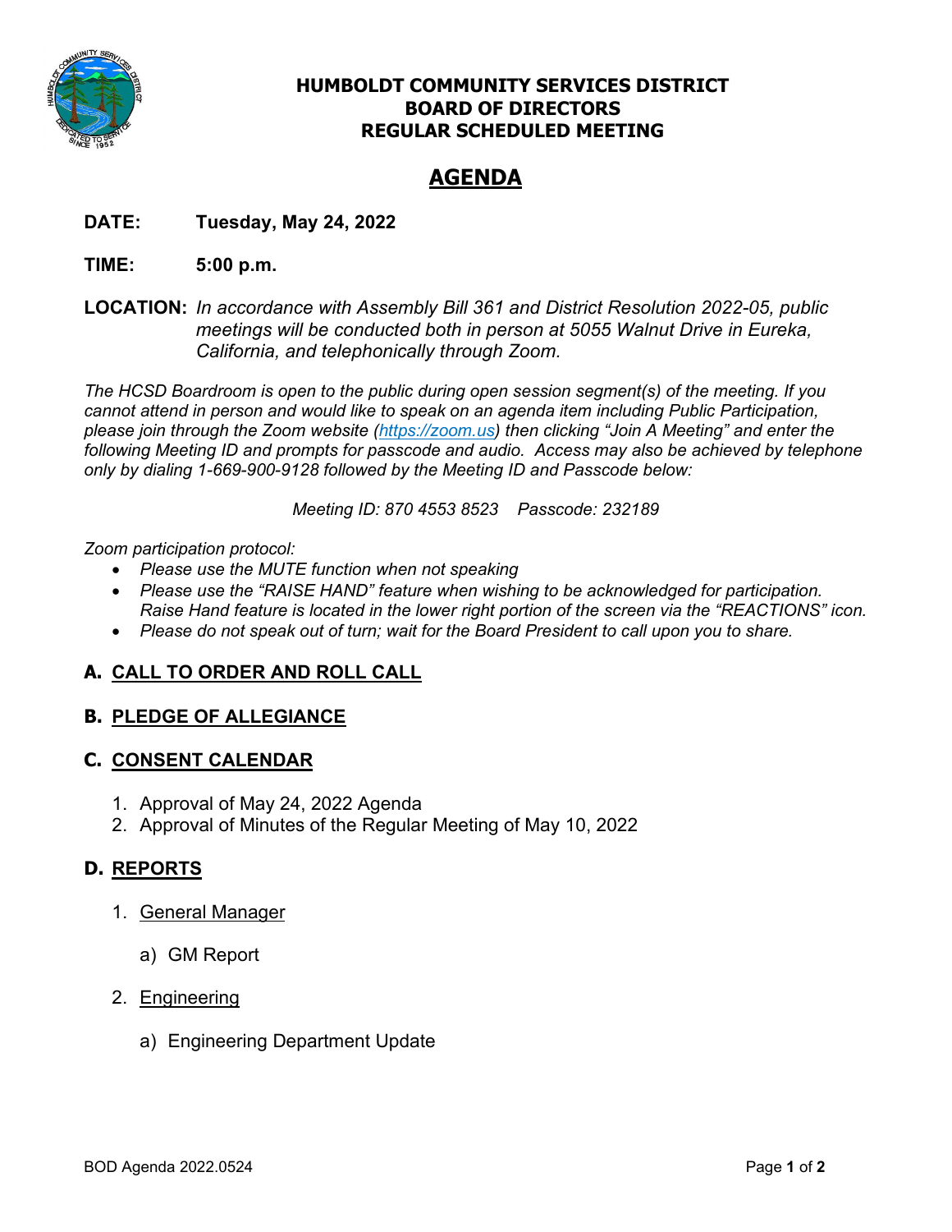# HUMBOLDT COMMUNITY SERVICES DISTRICT
# BOARD OF DIRECTORS
# REGULAR SCHEDULED MEETING

## AGENDA

**DATE:** **Tuesday, May 24, 2022**

**TIME:** **5:00 p.m.**

**LOCATION:** *In accordance with Assembly Bill 361 and District Resolution 2022-05, public meetings will be conducted both in person at 5055 Walnut Drive in Eureka, California, and telephonically through Zoom.*

*The HCSD Boardroom is open to the public during open session segment(s) of the meeting. If you cannot attend in person and would like to speak on an agenda item including Public Participation, please join through the Zoom website (https://zoom.us) then clicking "Join A Meeting" and enter the following Meeting ID and prompts for passcode and audio. Access may also be achieved by telephone only by dialing 1-669-900-9128 followed by the Meeting ID and Passcode below:*

*Meeting ID: 870 4553 8523 Passcode: 232189*

*Zoom participation protocol:*

- *Please use the MUTE function when not speaking*
- *Please use the "RAISE HAND" feature when wishing to be acknowledged for participation. Raise Hand feature is located in the lower right portion of the screen via the "REACTIONS" icon.*
- *Please do not speak out of turn; wait for the Board President to call upon you to share.*

### A. CALL TO ORDER AND ROLL CALL

### B. PLEDGE OF ALLEGIANCE

### C. CONSENT CALENDAR

1. Approval of May 24, 2022 Agenda
2. Approval of Minutes of the Regular Meeting of May 10, 2022

### D. REPORTS

1. General Manager
   a) GM Report
2. Engineering
   a) Engineering Department Update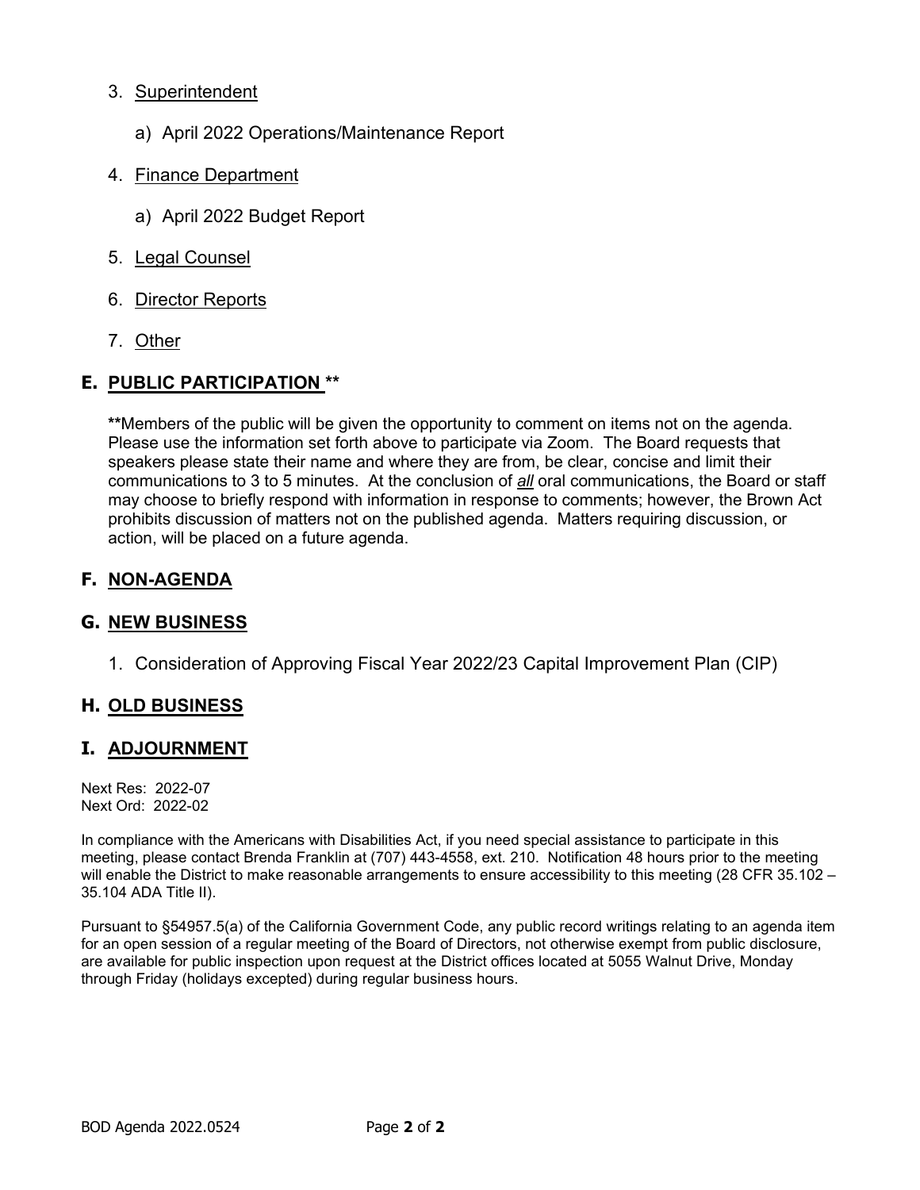3. Superintendent

    a) April 2022 Operations/Maintenance Report

4. Finance Department

    a) April 2022 Budget Report

5. Legal Counsel

6. Director Reports

7. Other

## E. PUBLIC PARTICIPATION **

****Members of the public will be given the opportunity to comment on items not on the agenda. Please use the information set forth above to participate via Zoom. The Board requests that speakers please state their name and where they are from, be clear, concise and limit their communications to 3 to 5 minutes. At the conclusion of ***all*** oral communications, the Board or staff may choose to briefly respond with information in response to comments; however, the Brown Act prohibits discussion of matters not on the published agenda. Matters requiring discussion, or action, will be placed on a future agenda.

## F. NON-AGENDA

## G. NEW BUSINESS

1. Consideration of Approving Fiscal Year 2022/23 Capital Improvement Plan (CIP)

## H. OLD BUSINESS

## I. ADJOURNMENT

Next Res: 2022-07
Next Ord: 2022-02

In compliance with the Americans with Disabilities Act, if you need special assistance to participate in this meeting, please contact Brenda Franklin at (707) 443-4558, ext. 210. Notification 48 hours prior to the meeting will enable the District to make reasonable arrangements to ensure accessibility to this meeting (28 CFR 35.102 – 35.104 ADA Title II).

Pursuant to §54957.5(a) of the California Government Code, any public record writings relating to an agenda item for an open session of a regular meeting of the Board of Directors, not otherwise exempt from public disclosure, are available for public inspection upon request at the District offices located at 5055 Walnut Drive, Monday through Friday (holidays excepted) during regular business hours.